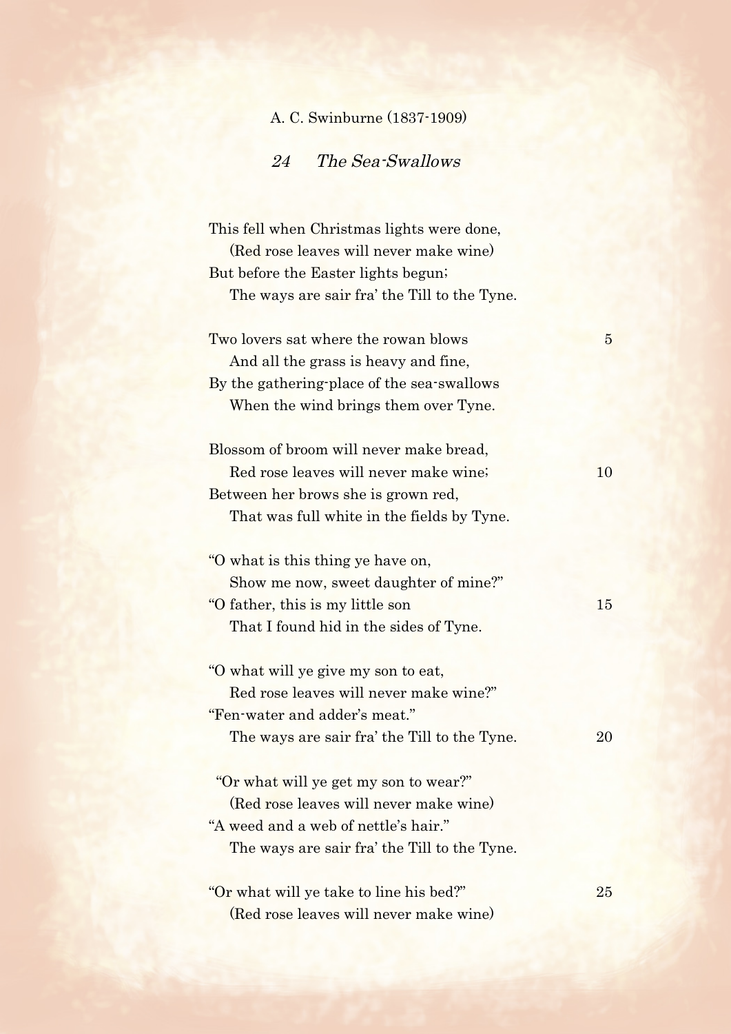A. C. Swinburne (1837-1909)

## 24 *The Sea-Swallows*

This fell when Christmas lights were done,
   (Red rose leaves will never make wine)
But before the Easter lights begun;
   The ways are sair fra' the Till to the Tyne.

Two lovers sat where the rowan blows — 5
   And all the grass is heavy and fine,
By the gathering-place of the sea-swallows
   When the wind brings them over Tyne.

Blossom of broom will never make bread,
   Red rose leaves will never make wine; — 10
Between her brows she is grown red,
   That was full white in the fields by Tyne.

"O what is this thing ye have on,
   Show me now, sweet daughter of mine?"
"O father, this is my little son — 15
   That I found hid in the sides of Tyne.

"O what will ye give my son to eat,
   Red rose leaves will never make wine?"
"Fen-water and adder's meat."
   The ways are sair fra' the Till to the Tyne. — 20

"Or what will ye get my son to wear?"
   (Red rose leaves will never make wine)
"A weed and a web of nettle's hair."
   The ways are sair fra' the Till to the Tyne.

"Or what will ye take to line his bed?" — 25
   (Red rose leaves will never make wine)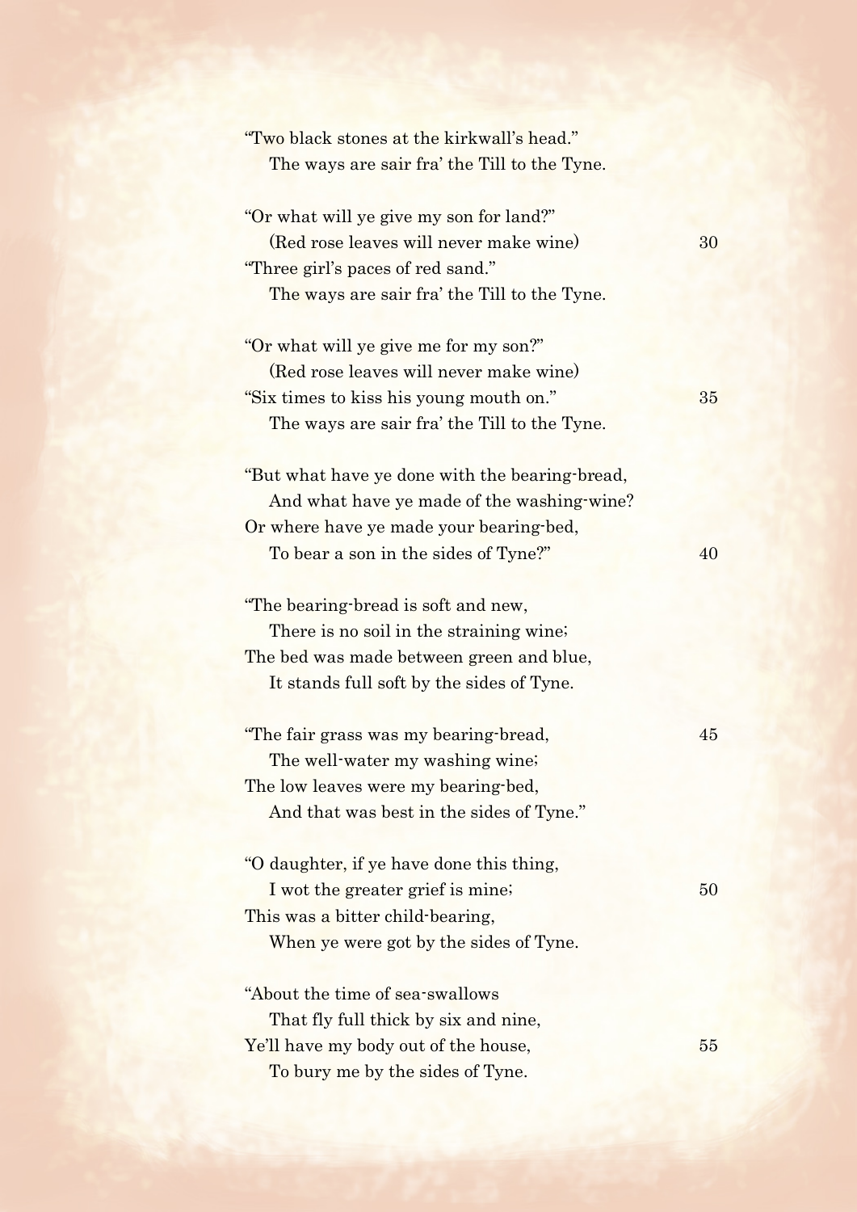"Two black stones at the kirkwall's head."
&nbsp;&nbsp;&nbsp;&nbsp;The ways are sair fra' the Till to the Tyne.

"Or what will ye give my son for land?"
&nbsp;&nbsp;&nbsp;&nbsp;(Red rose leaves will never make wine) 30
"Three girl's paces of red sand."
&nbsp;&nbsp;&nbsp;&nbsp;The ways are sair fra' the Till to the Tyne.

"Or what will ye give me for my son?"
&nbsp;&nbsp;&nbsp;&nbsp;(Red rose leaves will never make wine)
"Six times to kiss his young mouth on." 35
&nbsp;&nbsp;&nbsp;&nbsp;The ways are sair fra' the Till to the Tyne.

"But what have ye done with the bearing-bread,
&nbsp;&nbsp;&nbsp;&nbsp;And what have ye made of the washing-wine?
Or where have ye made your bearing-bed,
&nbsp;&nbsp;&nbsp;&nbsp;To bear a son in the sides of Tyne?" 40

"The bearing-bread is soft and new,
&nbsp;&nbsp;&nbsp;&nbsp;There is no soil in the straining wine;
The bed was made between green and blue,
&nbsp;&nbsp;&nbsp;&nbsp;It stands full soft by the sides of Tyne.

"The fair grass was my bearing-bread, 45
&nbsp;&nbsp;&nbsp;&nbsp;The well-water my washing wine;
The low leaves were my bearing-bed,
&nbsp;&nbsp;&nbsp;&nbsp;And that was best in the sides of Tyne."

"O daughter, if ye have done this thing,
&nbsp;&nbsp;&nbsp;&nbsp;I wot the greater grief is mine; 50
This was a bitter child-bearing,
&nbsp;&nbsp;&nbsp;&nbsp;When ye were got by the sides of Tyne.

"About the time of sea-swallows
&nbsp;&nbsp;&nbsp;&nbsp;That fly full thick by six and nine,
Ye'll have my body out of the house, 55
&nbsp;&nbsp;&nbsp;&nbsp;To bury me by the sides of Tyne.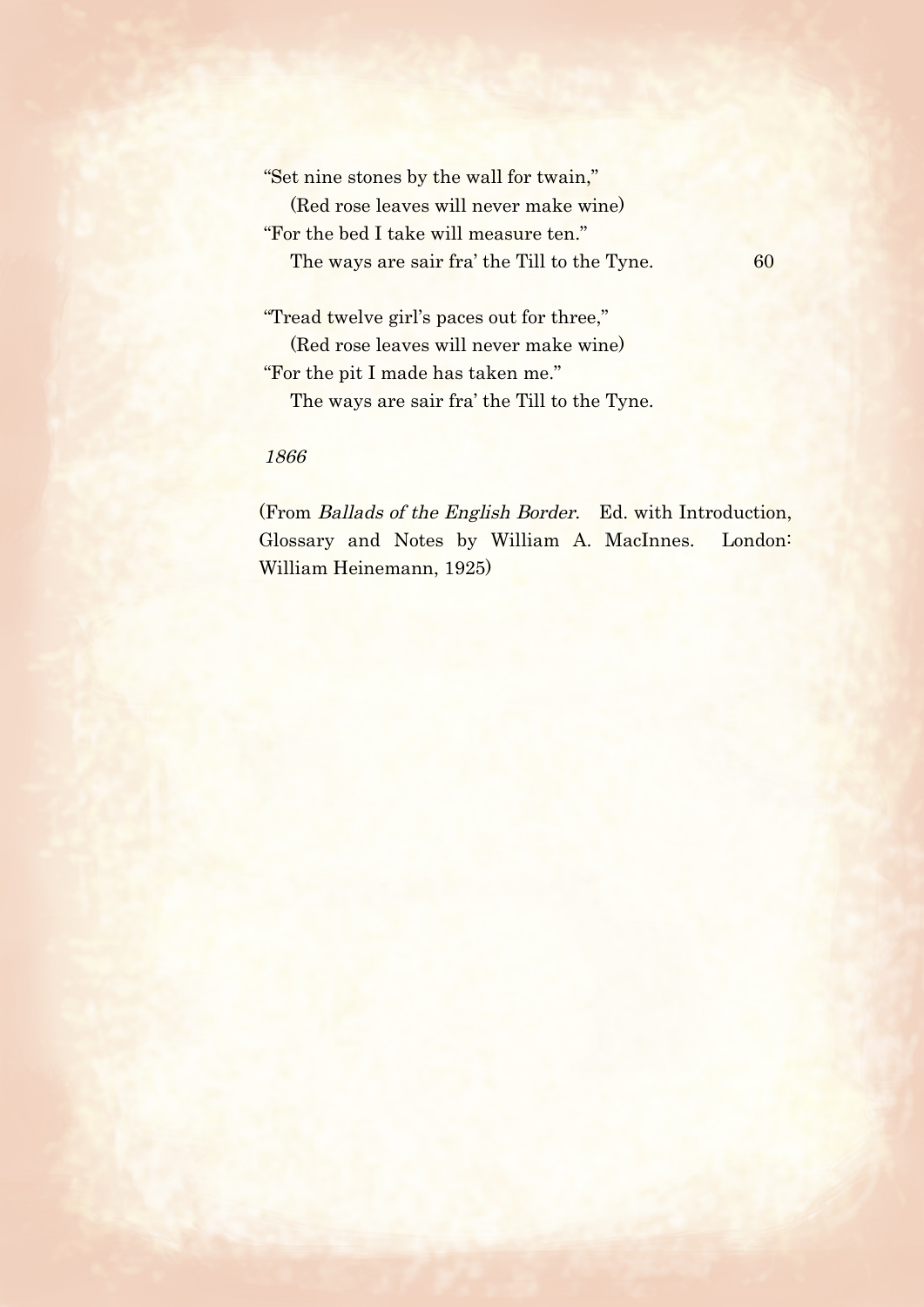"Set nine stones by the wall for twain,"
    (Red rose leaves will never make wine)
"For the bed I take will measure ten."
    The ways are sair fra' the Till to the Tyne.          60

"Tread twelve girl's paces out for three,"
    (Red rose leaves will never make wine)
"For the pit I made has taken me."
    The ways are sair fra' the Till to the Tyne.

*1866*

(From *Ballads of the English Border*. Ed. with Introduction, Glossary and Notes by William A. MacInnes. London: William Heinemann, 1925)